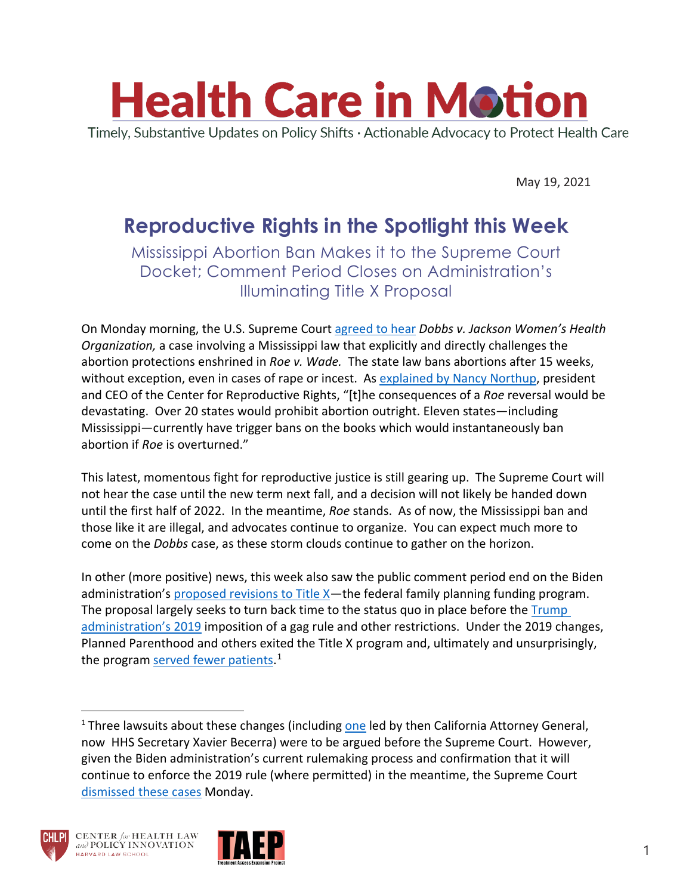# Health Care in Motion

Timely, Substantive Updates on Policy Shifts · Actionable Advocacy to Protect Health Care

May 19, 2021

## Reproductive Rights in the Spotlight this Week

### Mississippi Abortion Ban Makes it to the Supreme Court Docket; Comment Period Closes on Administration's Illuminating Title X Proposal

On Monday morning, the U.S. Supreme Court agreed to hear *Dobbs v. Jackson Women's Health Organization,* a case involving a Mississippi law that explicitly and directly challenges the abortion protections enshrined in *Roe v. Wade.* The state law bans abortions after 15 weeks, without exception, even in cases of rape or incest. As explained by Nancy Northup, president and CEO of the Center for Reproductive Rights, "[t]he consequences of a *Roe* reversal would be devastating. Over 20 states would prohibit abortion outright. Eleven states—including Mississippi—currently have trigger bans on the books which would instantaneously ban abortion if *Roe* is overturned."

This latest, momentous fight for reproductive justice is still gearing up. The Supreme Court will not hear the case until the new term next fall, and a decision will not likely be handed down until the first half of 2022. In the meantime, *Roe* stands. As of now, the Mississippi ban and those like it are illegal, and advocates continue to organize. You can expect much more to come on the *Dobbs* case, as these storm clouds continue to gather on the horizon.

In other (more positive) news, this week also saw the public comment period end on the Biden administration's proposed revisions to Title X—the federal family planning funding program. The proposal largely seeks to turn back time to the status quo in place before the Trump administration's 2019 imposition of a gag rule and other restrictions. Under the 2019 changes, Planned Parenthood and others exited the Title X program and, ultimately and unsurprisingly, the program served fewer patients.[1]

[1] Three lawsuits about these changes (including one led by then California Attorney General, now HHS Secretary Xavier Becerra) were to be argued before the Supreme Court. However, given the Biden administration's current rulemaking process and confirmation that it will continue to enforce the 2019 rule (where permitted) in the meantime, the Supreme Court dismissed these cases Monday.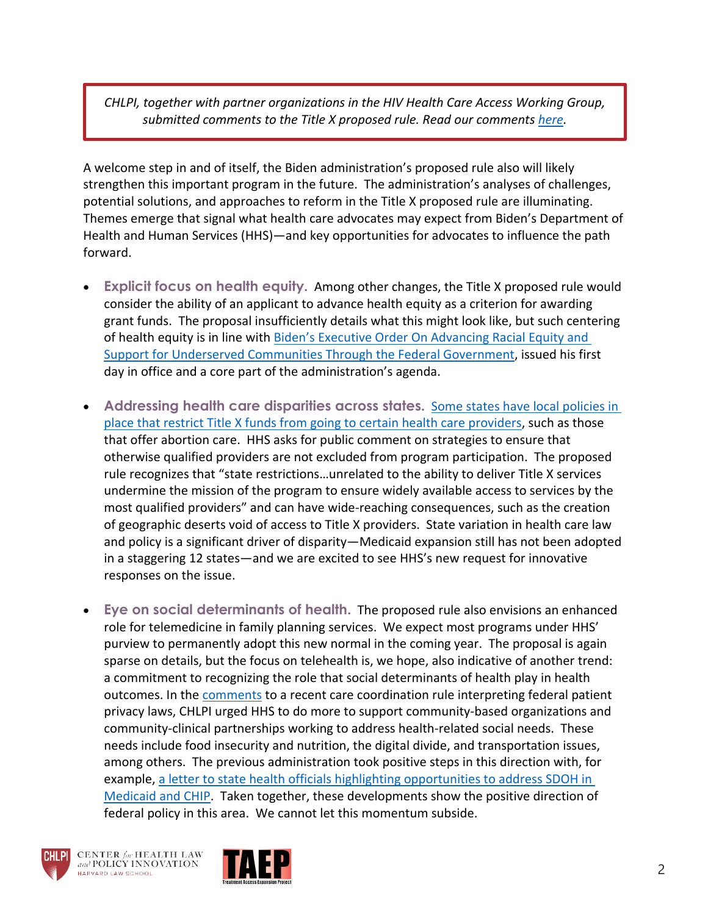*CHLPI, together with partner organizations in the HIV Health Care Access Working Group, submitted comments to the Title X proposed rule. Read our comments [here](#).*

A welcome step in and of itself, the Biden administration's proposed rule also will likely strengthen this important program in the future. The administration's analyses of challenges, potential solutions, and approaches to reform in the Title X proposed rule are illuminating. Themes emerge that signal what health care advocates may expect from Biden's Department of Health and Human Services (HHS)—and key opportunities for advocates to influence the path forward.

- **Explicit focus on health equity.** Among other changes, the Title X proposed rule would consider the ability of an applicant to advance health equity as a criterion for awarding grant funds. The proposal insufficiently details what this might look like, but such centering of health equity is in line with [Biden's Executive Order On Advancing Racial Equity and Support for Underserved Communities Through the Federal Government](#), issued his first day in office and a core part of the administration's agenda.

- **Addressing health care disparities across states.** [Some states have local policies in place that restrict Title X funds from going to certain health care providers](#), such as those that offer abortion care. HHS asks for public comment on strategies to ensure that otherwise qualified providers are not excluded from program participation. The proposed rule recognizes that "state restrictions…unrelated to the ability to deliver Title X services undermine the mission of the program to ensure widely available access to services by the most qualified providers" and can have wide-reaching consequences, such as the creation of geographic deserts void of access to Title X providers. State variation in health care law and policy is a significant driver of disparity—Medicaid expansion still has not been adopted in a staggering 12 states—and we are excited to see HHS's new request for innovative responses on the issue.

- **Eye on social determinants of health.** The proposed rule also envisions an enhanced role for telemedicine in family planning services. We expect most programs under HHS' purview to permanently adopt this new normal in the coming year. The proposal is again sparse on details, but the focus on telehealth is, we hope, also indicative of another trend: a commitment to recognizing the role that social determinants of health play in health outcomes. In the [comments](#) to a recent care coordination rule interpreting federal patient privacy laws, CHLPI urged HHS to do more to support community-based organizations and community-clinical partnerships working to address health-related social needs. These needs include food insecurity and nutrition, the digital divide, and transportation issues, among others. The previous administration took positive steps in this direction with, for example, [a letter to state health officials highlighting opportunities to address SDOH in Medicaid and CHIP](#). Taken together, these developments show the positive direction of federal policy in this area. We cannot let this momentum subside.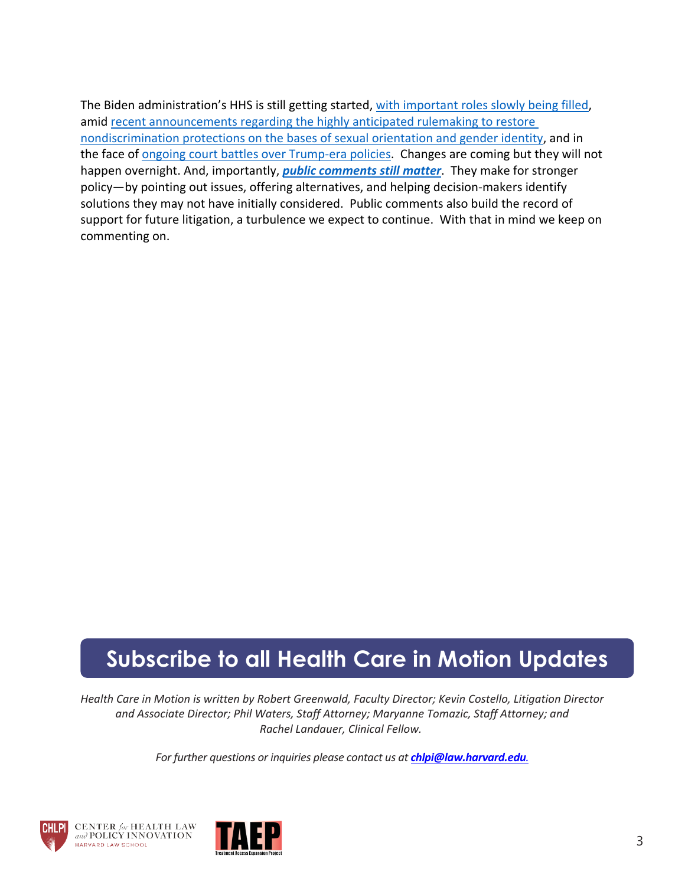The Biden administration's HHS is still getting started, with important roles slowly being filled, amid recent announcements regarding the highly anticipated rulemaking to restore nondiscrimination protections on the bases of sexual orientation and gender identity, and in the face of ongoing court battles over Trump-era policies. Changes are coming but they will not happen overnight. And, importantly, ***public comments still matter***. They make for stronger policy—by pointing out issues, offering alternatives, and helping decision-makers identify solutions they may not have initially considered. Public comments also build the record of support for future litigation, a turbulence we expect to continue. With that in mind we keep on commenting on.

## Subscribe to all Health Care in Motion Updates

*Health Care in Motion is written by Robert Greenwald, Faculty Director; Kevin Costello, Litigation Director and Associate Director; Phil Waters, Staff Attorney; Maryanne Tomazic, Staff Attorney; and Rachel Landauer, Clinical Fellow.*

*For further questions or inquiries please contact us at **chlpi@law.harvard.edu**.*

CHLPI CENTER for HEALTH LAW and POLICY INNOVATION HARVARD LAW SCHOOL

TAEP Treatment Access Expansion Project